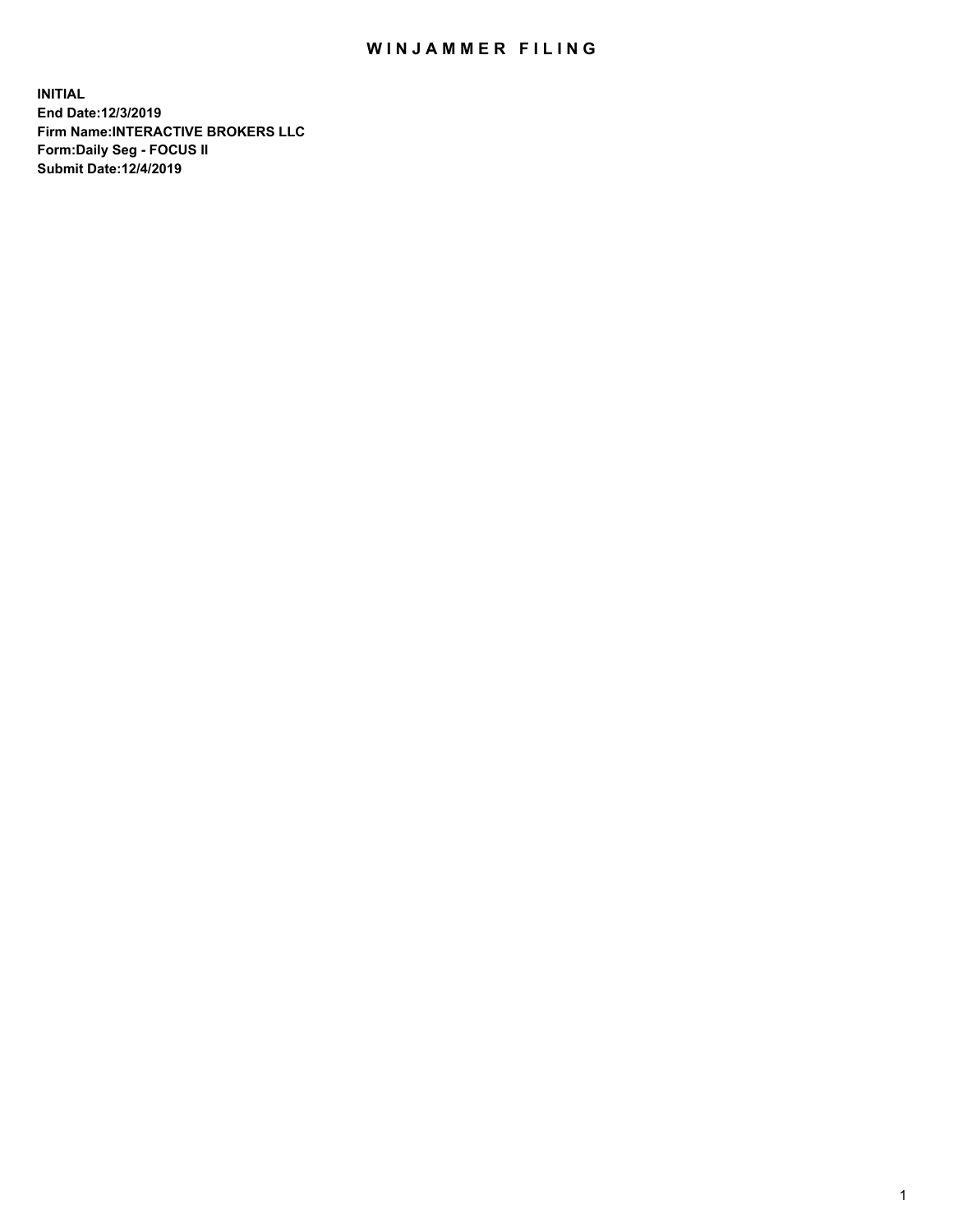# WINJAMMER FILING

**INITIAL**
**End Date:12/3/2019**
**Firm Name:INTERACTIVE BROKERS LLC**
**Form:Daily Seg - FOCUS II**
**Submit Date:12/4/2019**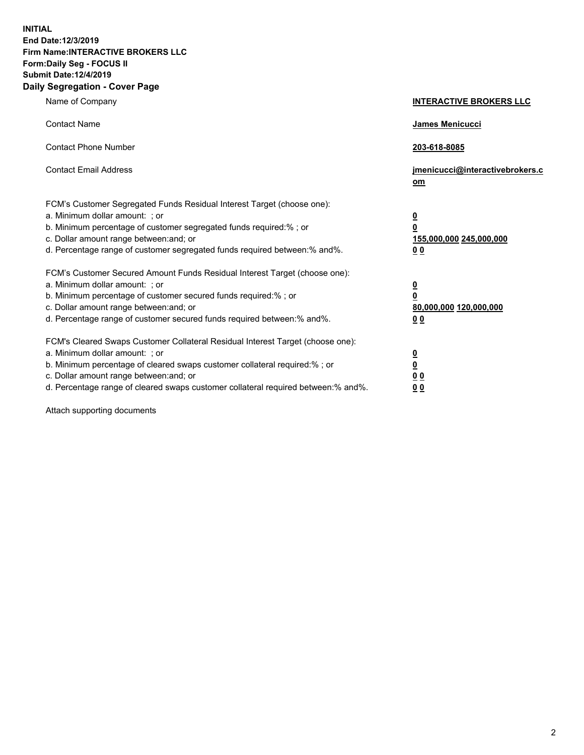**INITIAL**
**End Date:12/3/2019**
**Firm Name:INTERACTIVE BROKERS LLC**
**Form:Daily Seg - FOCUS II**
**Submit Date:12/4/2019**
**Daily Segregation - Cover Page**

| | |
|---|---|
| Name of Company | **INTERACTIVE BROKERS LLC** |
| Contact Name | **James Menicucci** |
| Contact Phone Number | **203-618-8085** |
| Contact Email Address | **jmenicucci@interactivebrokers.com** |
| FCM's Customer Segregated Funds Residual Interest Target (choose one): | |
| a. Minimum dollar amount: ; or | **0** |
| b. Minimum percentage of customer segregated funds required:% ; or | **0** |
| c. Dollar amount range between:and; or | **155,000,000 245,000,000** |
| d. Percentage range of customer segregated funds required between:% and%. | **0 0** |
| FCM's Customer Secured Amount Funds Residual Interest Target (choose one): | |
| a. Minimum dollar amount: ; or | **0** |
| b. Minimum percentage of customer secured funds required:% ; or | **0** |
| c. Dollar amount range between:and; or | **80,000,000 120,000,000** |
| d. Percentage range of customer secured funds required between:% and%. | **0 0** |
| FCM's Cleared Swaps Customer Collateral Residual Interest Target (choose one): | |
| a. Minimum dollar amount: ; or | **0** |
| b. Minimum percentage of cleared swaps customer collateral required:% ; or | **0** |
| c. Dollar amount range between:and; or | **0 0** |
| d. Percentage range of cleared swaps customer collateral required between:% and%. | **0 0** |

Attach supporting documents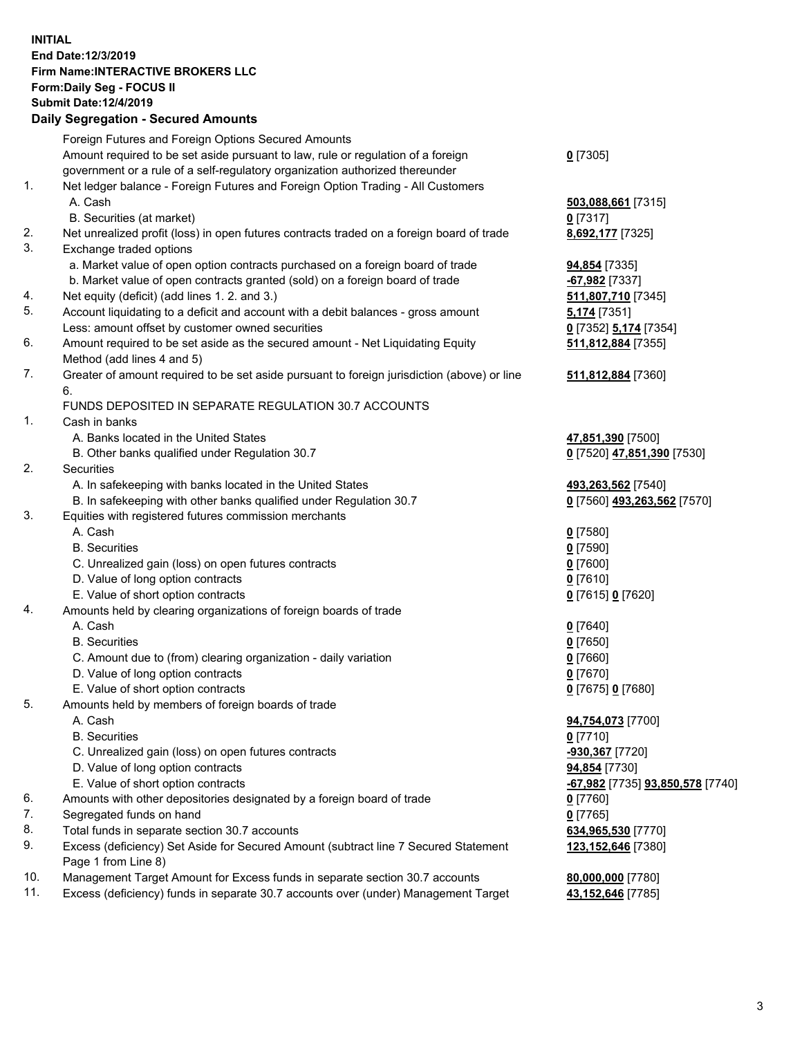**INITIAL**
**End Date:12/3/2019**
**Firm Name:INTERACTIVE BROKERS LLC**
**Form:Daily Seg - FOCUS II**
**Submit Date:12/4/2019**

## Daily Segregation - Secured Amounts

| | | |
|---|---|---|
| | Foreign Futures and Foreign Options Secured Amounts | |
| | Amount required to be set aside pursuant to law, rule or regulation of a foreign government or a rule of a self-regulatory organization authorized thereunder | **0** [7305] |
| 1. | Net ledger balance - Foreign Futures and Foreign Option Trading - All Customers | |
| | A. Cash | **503,088,661** [7315] |
| | B. Securities (at market) | **0** [7317] |
| 2. | Net unrealized profit (loss) in open futures contracts traded on a foreign board of trade | **8,692,177** [7325] |
| 3. | Exchange traded options | |
| | a. Market value of open option contracts purchased on a foreign board of trade | **94,854** [7335] |
| | b. Market value of open contracts granted (sold) on a foreign board of trade | **-67,982** [7337] |
| 4. | Net equity (deficit) (add lines 1. 2. and 3.) | **511,807,710** [7345] |
| 5. | Account liquidating to a deficit and account with a debit balances - gross amount | **5,174** [7351] |
| | Less: amount offset by customer owned securities | **0** [7352] **5,174** [7354] |
| 6. | Amount required to be set aside as the secured amount - Net Liquidating Equity Method (add lines 4 and 5) | **511,812,884** [7355] |
| 7. | Greater of amount required to be set aside pursuant to foreign jurisdiction (above) or line 6. | **511,812,884** [7360] |
| | FUNDS DEPOSITED IN SEPARATE REGULATION 30.7 ACCOUNTS | |
| 1. | Cash in banks | |
| | A. Banks located in the United States | **47,851,390** [7500] |
| | B. Other banks qualified under Regulation 30.7 | **0** [7520] **47,851,390** [7530] |
| 2. | Securities | |
| | A. In safekeeping with banks located in the United States | **493,263,562** [7540] |
| | B. In safekeeping with other banks qualified under Regulation 30.7 | **0** [7560] **493,263,562** [7570] |
| 3. | Equities with registered futures commission merchants | |
| | A. Cash | **0** [7580] |
| | B. Securities | **0** [7590] |
| | C. Unrealized gain (loss) on open futures contracts | **0** [7600] |
| | D. Value of long option contracts | **0** [7610] |
| | E. Value of short option contracts | **0** [7615] **0** [7620] |
| 4. | Amounts held by clearing organizations of foreign boards of trade | |
| | A. Cash | **0** [7640] |
| | B. Securities | **0** [7650] |
| | C. Amount due to (from) clearing organization - daily variation | **0** [7660] |
| | D. Value of long option contracts | **0** [7670] |
| | E. Value of short option contracts | **0** [7675] **0** [7680] |
| 5. | Amounts held by members of foreign boards of trade | |
| | A. Cash | **94,754,073** [7700] |
| | B. Securities | **0** [7710] |
| | C. Unrealized gain (loss) on open futures contracts | **-930,367** [7720] |
| | D. Value of long option contracts | **94,854** [7730] |
| | E. Value of short option contracts | **-67,982** [7735] **93,850,578** [7740] |
| 6. | Amounts with other depositories designated by a foreign board of trade | **0** [7760] |
| 7. | Segregated funds on hand | **0** [7765] |
| 8. | Total funds in separate section 30.7 accounts | **634,965,530** [7770] |
| 9. | Excess (deficiency) Set Aside for Secured Amount (subtract line 7 Secured Statement Page 1 from Line 8) | **123,152,646** [7380] |
| 10. | Management Target Amount for Excess funds in separate section 30.7 accounts | **80,000,000** [7780] |
| 11. | Excess (deficiency) funds in separate 30.7 accounts over (under) Management Target | **43,152,646** [7785] |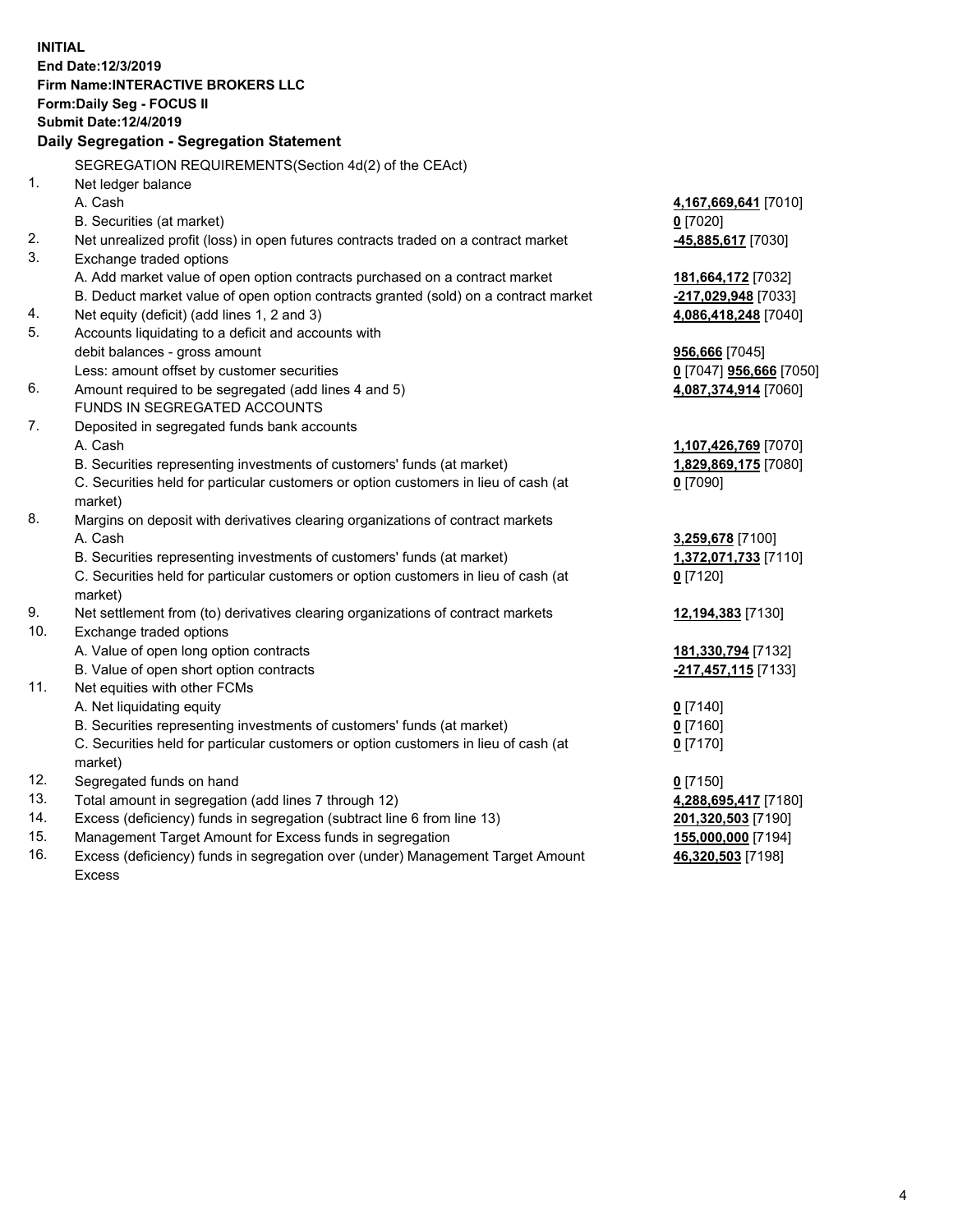**INITIAL**
**End Date:12/3/2019**
**Firm Name:INTERACTIVE BROKERS LLC**
**Form:Daily Seg - FOCUS II**
**Submit Date:12/4/2019**

**Daily Segregation - Segregation Statement**

SEGREGATION REQUIREMENTS(Section 4d(2) of the CEAct)

| | | |
|---|---|---|
| 1. | Net ledger balance | |
| | A. Cash | **4,167,669,641** [7010] |
| | B. Securities (at market) | **0** [7020] |
| 2. | Net unrealized profit (loss) in open futures contracts traded on a contract market | **-45,885,617** [7030] |
| 3. | Exchange traded options | |
| | A. Add market value of open option contracts purchased on a contract market | **181,664,172** [7032] |
| | B. Deduct market value of open option contracts granted (sold) on a contract market | **-217,029,948** [7033] |
| 4. | Net equity (deficit) (add lines 1, 2 and 3) | **4,086,418,248** [7040] |
| 5. | Accounts liquidating to a deficit and accounts with | |
| | debit balances - gross amount | **956,666** [7045] |
| | Less: amount offset by customer securities | **0** [7047] **956,666** [7050] |
| 6. | Amount required to be segregated (add lines 4 and 5) | **4,087,374,914** [7060] |
| | FUNDS IN SEGREGATED ACCOUNTS | |
| 7. | Deposited in segregated funds bank accounts | |
| | A. Cash | **1,107,426,769** [7070] |
| | B. Securities representing investments of customers' funds (at market) | **1,829,869,175** [7080] |
| | C. Securities held for particular customers or option customers in lieu of cash (at market) | **0** [7090] |
| 8. | Margins on deposit with derivatives clearing organizations of contract markets | |
| | A. Cash | **3,259,678** [7100] |
| | B. Securities representing investments of customers' funds (at market) | **1,372,071,733** [7110] |
| | C. Securities held for particular customers or option customers in lieu of cash (at market) | **0** [7120] |
| 9. | Net settlement from (to) derivatives clearing organizations of contract markets | **12,194,383** [7130] |
| 10. | Exchange traded options | |
| | A. Value of open long option contracts | **181,330,794** [7132] |
| | B. Value of open short option contracts | **-217,457,115** [7133] |
| 11. | Net equities with other FCMs | |
| | A. Net liquidating equity | **0** [7140] |
| | B. Securities representing investments of customers' funds (at market) | **0** [7160] |
| | C. Securities held for particular customers or option customers in lieu of cash (at market) | **0** [7170] |
| 12. | Segregated funds on hand | **0** [7150] |
| 13. | Total amount in segregation (add lines 7 through 12) | **4,288,695,417** [7180] |
| 14. | Excess (deficiency) funds in segregation (subtract line 6 from line 13) | **201,320,503** [7190] |
| 15. | Management Target Amount for Excess funds in segregation | **155,000,000** [7194] |
| 16. | Excess (deficiency) funds in segregation over (under) Management Target Amount Excess | **46,320,503** [7198] |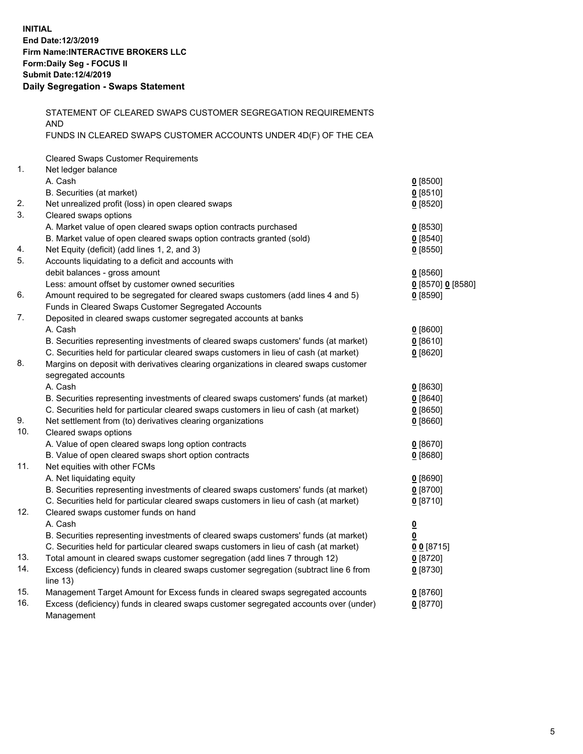**INITIAL**
**End Date:12/3/2019**
**Firm Name:INTERACTIVE BROKERS LLC**
**Form:Daily Seg - FOCUS II**
**Submit Date:12/4/2019**
**Daily Segregation - Swaps Statement**

STATEMENT OF CLEARED SWAPS CUSTOMER SEGREGATION REQUIREMENTS AND FUNDS IN CLEARED SWAPS CUSTOMER ACCOUNTS UNDER 4D(F) OF THE CEA

| | | |
|---|---|---|
| | Cleared Swaps Customer Requirements | |
| 1. | Net ledger balance | |
| | A. Cash | 0 [8500] |
| | B. Securities (at market) | 0 [8510] |
| 2. | Net unrealized profit (loss) in open cleared swaps | 0 [8520] |
| 3. | Cleared swaps options | |
| | A. Market value of open cleared swaps option contracts purchased | 0 [8530] |
| | B. Market value of open cleared swaps option contracts granted (sold) | 0 [8540] |
| 4. | Net Equity (deficit) (add lines 1, 2, and 3) | 0 [8550] |
| 5. | Accounts liquidating to a deficit and accounts with debit balances - gross amount | 0 [8560] |
| | Less: amount offset by customer owned securities | 0 [8570] 0 [8580] |
| 6. | Amount required to be segregated for cleared swaps customers (add lines 4 and 5) | 0 [8590] |
| | Funds in Cleared Swaps Customer Segregated Accounts | |
| 7. | Deposited in cleared swaps customer segregated accounts at banks | |
| | A. Cash | 0 [8600] |
| | B. Securities representing investments of cleared swaps customers' funds (at market) | 0 [8610] |
| | C. Securities held for particular cleared swaps customers in lieu of cash (at market) | 0 [8620] |
| 8. | Margins on deposit with derivatives clearing organizations in cleared swaps customer segregated accounts | |
| | A. Cash | 0 [8630] |
| | B. Securities representing investments of cleared swaps customers' funds (at market) | 0 [8640] |
| | C. Securities held for particular cleared swaps customers in lieu of cash (at market) | 0 [8650] |
| 9. | Net settlement from (to) derivatives clearing organizations | 0 [8660] |
| 10. | Cleared swaps options | |
| | A. Value of open cleared swaps long option contracts | 0 [8670] |
| | B. Value of open cleared swaps short option contracts | 0 [8680] |
| 11. | Net equities with other FCMs | |
| | A. Net liquidating equity | 0 [8690] |
| | B. Securities representing investments of cleared swaps customers' funds (at market) | 0 [8700] |
| | C. Securities held for particular cleared swaps customers in lieu of cash (at market) | 0 [8710] |
| 12. | Cleared swaps customer funds on hand | |
| | A. Cash | 0 |
| | B. Securities representing investments of cleared swaps customers' funds (at market) | 0 |
| | C. Securities held for particular cleared swaps customers in lieu of cash (at market) | 0 0 [8715] |
| 13. | Total amount in cleared swaps customer segregation (add lines 7 through 12) | 0 [8720] |
| 14. | Excess (deficiency) funds in cleared swaps customer segregation (subtract line 6 from line 13) | 0 [8730] |
| 15. | Management Target Amount for Excess funds in cleared swaps segregated accounts | 0 [8760] |
| 16. | Excess (deficiency) funds in cleared swaps customer segregated accounts over (under) Management | 0 [8770] |